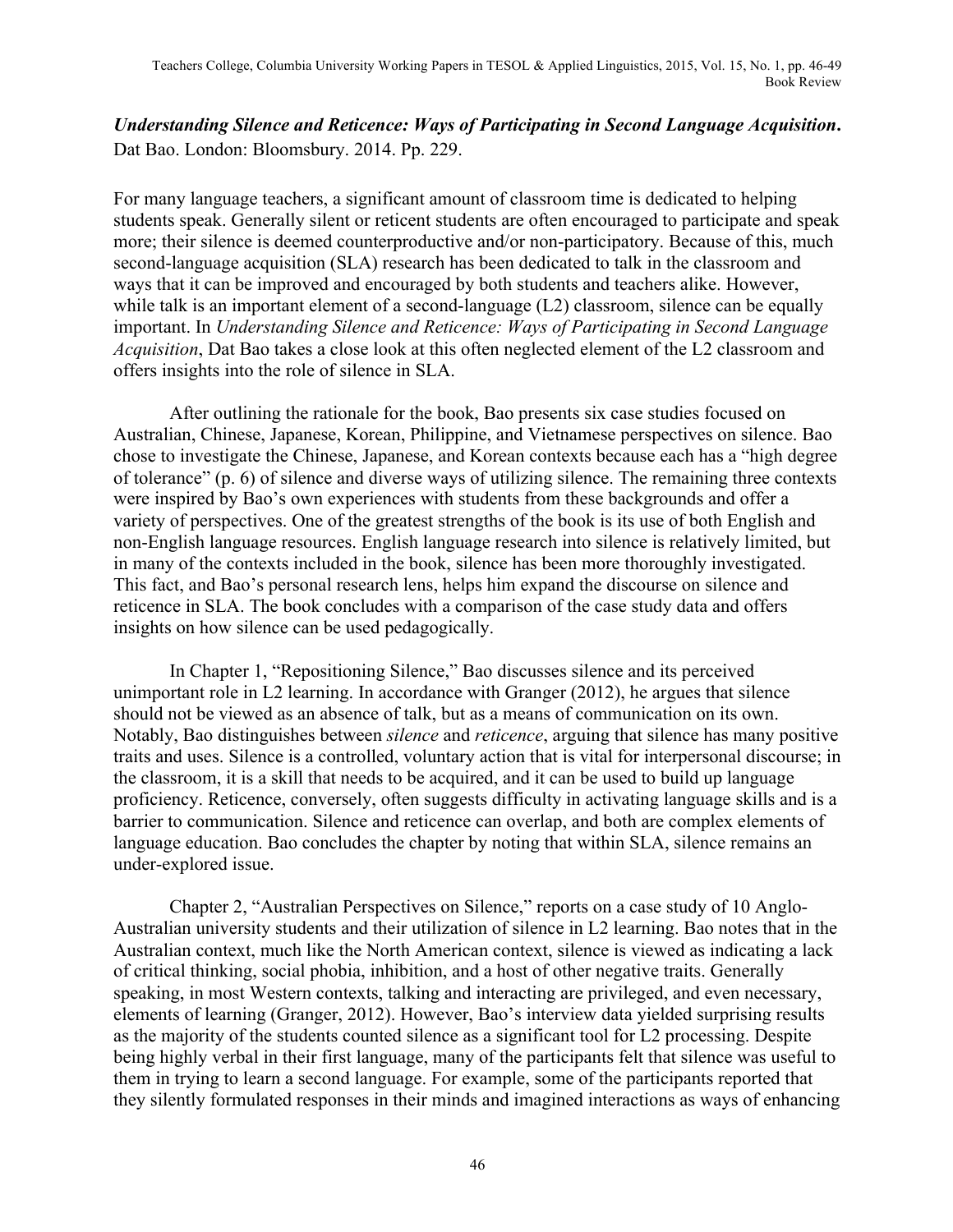***Understanding Silence and Reticence: Ways of Participating in Second Language Acquisition*.**
Dat Bao. London: Bloomsbury. 2014. Pp. 229.

For many language teachers, a significant amount of classroom time is dedicated to helping students speak. Generally silent or reticent students are often encouraged to participate and speak more; their silence is deemed counterproductive and/or non-participatory. Because of this, much second-language acquisition (SLA) research has been dedicated to talk in the classroom and ways that it can be improved and encouraged by both students and teachers alike. However, while talk is an important element of a second-language (L2) classroom, silence can be equally important. In *Understanding Silence and Reticence: Ways of Participating in Second Language Acquisition*, Dat Bao takes a close look at this often neglected element of the L2 classroom and offers insights into the role of silence in SLA.

After outlining the rationale for the book, Bao presents six case studies focused on Australian, Chinese, Japanese, Korean, Philippine, and Vietnamese perspectives on silence. Bao chose to investigate the Chinese, Japanese, and Korean contexts because each has a "high degree of tolerance" (p. 6) of silence and diverse ways of utilizing silence. The remaining three contexts were inspired by Bao's own experiences with students from these backgrounds and offer a variety of perspectives. One of the greatest strengths of the book is its use of both English and non-English language resources. English language research into silence is relatively limited, but in many of the contexts included in the book, silence has been more thoroughly investigated. This fact, and Bao's personal research lens, helps him expand the discourse on silence and reticence in SLA. The book concludes with a comparison of the case study data and offers insights on how silence can be used pedagogically.

In Chapter 1, "Repositioning Silence," Bao discusses silence and its perceived unimportant role in L2 learning. In accordance with Granger (2012), he argues that silence should not be viewed as an absence of talk, but as a means of communication on its own. Notably, Bao distinguishes between *silence* and *reticence*, arguing that silence has many positive traits and uses. Silence is a controlled, voluntary action that is vital for interpersonal discourse; in the classroom, it is a skill that needs to be acquired, and it can be used to build up language proficiency. Reticence, conversely, often suggests difficulty in activating language skills and is a barrier to communication. Silence and reticence can overlap, and both are complex elements of language education. Bao concludes the chapter by noting that within SLA, silence remains an under-explored issue.

Chapter 2, "Australian Perspectives on Silence," reports on a case study of 10 Anglo-Australian university students and their utilization of silence in L2 learning. Bao notes that in the Australian context, much like the North American context, silence is viewed as indicating a lack of critical thinking, social phobia, inhibition, and a host of other negative traits. Generally speaking, in most Western contexts, talking and interacting are privileged, and even necessary, elements of learning (Granger, 2012). However, Bao's interview data yielded surprising results as the majority of the students counted silence as a significant tool for L2 processing. Despite being highly verbal in their first language, many of the participants felt that silence was useful to them in trying to learn a second language. For example, some of the participants reported that they silently formulated responses in their minds and imagined interactions as ways of enhancing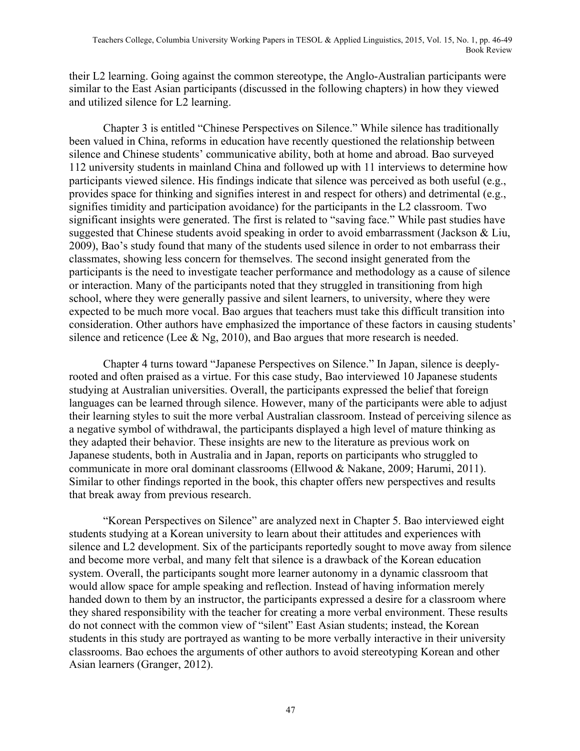their L2 learning. Going against the common stereotype, the Anglo-Australian participants were similar to the East Asian participants (discussed in the following chapters) in how they viewed and utilized silence for L2 learning.

Chapter 3 is entitled "Chinese Perspectives on Silence." While silence has traditionally been valued in China, reforms in education have recently questioned the relationship between silence and Chinese students' communicative ability, both at home and abroad. Bao surveyed 112 university students in mainland China and followed up with 11 interviews to determine how participants viewed silence. His findings indicate that silence was perceived as both useful (e.g., provides space for thinking and signifies interest in and respect for others) and detrimental (e.g., signifies timidity and participation avoidance) for the participants in the L2 classroom. Two significant insights were generated. The first is related to "saving face." While past studies have suggested that Chinese students avoid speaking in order to avoid embarrassment (Jackson & Liu, 2009), Bao's study found that many of the students used silence in order to not embarrass their classmates, showing less concern for themselves. The second insight generated from the participants is the need to investigate teacher performance and methodology as a cause of silence or interaction. Many of the participants noted that they struggled in transitioning from high school, where they were generally passive and silent learners, to university, where they were expected to be much more vocal. Bao argues that teachers must take this difficult transition into consideration. Other authors have emphasized the importance of these factors in causing students' silence and reticence (Lee & Ng, 2010), and Bao argues that more research is needed.

Chapter 4 turns toward "Japanese Perspectives on Silence." In Japan, silence is deeply-rooted and often praised as a virtue. For this case study, Bao interviewed 10 Japanese students studying at Australian universities. Overall, the participants expressed the belief that foreign languages can be learned through silence. However, many of the participants were able to adjust their learning styles to suit the more verbal Australian classroom. Instead of perceiving silence as a negative symbol of withdrawal, the participants displayed a high level of mature thinking as they adapted their behavior. These insights are new to the literature as previous work on Japanese students, both in Australia and in Japan, reports on participants who struggled to communicate in more oral dominant classrooms (Ellwood & Nakane, 2009; Harumi, 2011). Similar to other findings reported in the book, this chapter offers new perspectives and results that break away from previous research.

"Korean Perspectives on Silence" are analyzed next in Chapter 5. Bao interviewed eight students studying at a Korean university to learn about their attitudes and experiences with silence and L2 development. Six of the participants reportedly sought to move away from silence and become more verbal, and many felt that silence is a drawback of the Korean education system. Overall, the participants sought more learner autonomy in a dynamic classroom that would allow space for ample speaking and reflection. Instead of having information merely handed down to them by an instructor, the participants expressed a desire for a classroom where they shared responsibility with the teacher for creating a more verbal environment. These results do not connect with the common view of "silent" East Asian students; instead, the Korean students in this study are portrayed as wanting to be more verbally interactive in their university classrooms. Bao echoes the arguments of other authors to avoid stereotyping Korean and other Asian learners (Granger, 2012).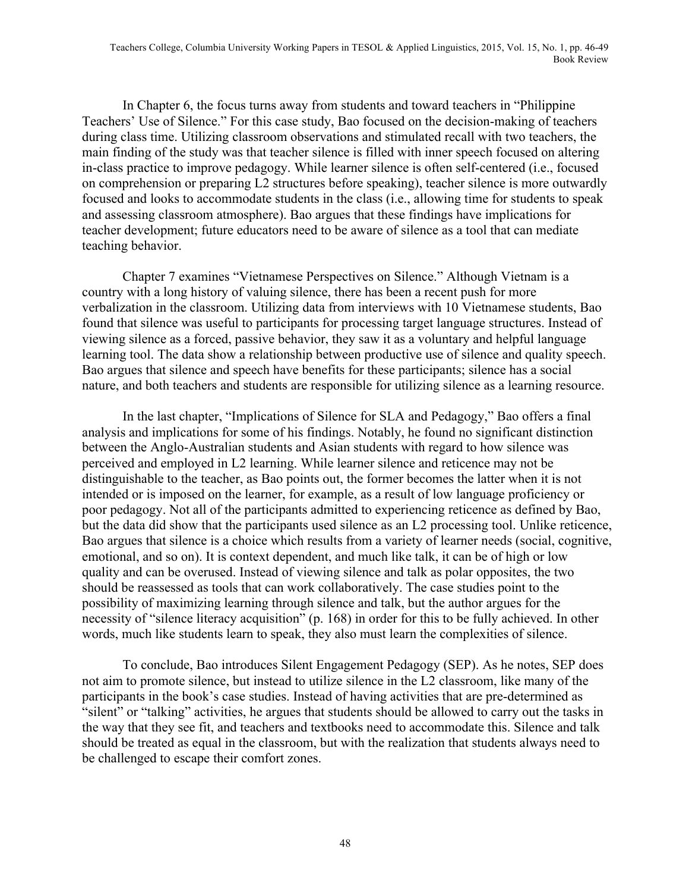In Chapter 6, the focus turns away from students and toward teachers in "Philippine Teachers' Use of Silence." For this case study, Bao focused on the decision-making of teachers during class time. Utilizing classroom observations and stimulated recall with two teachers, the main finding of the study was that teacher silence is filled with inner speech focused on altering in-class practice to improve pedagogy. While learner silence is often self-centered (i.e., focused on comprehension or preparing L2 structures before speaking), teacher silence is more outwardly focused and looks to accommodate students in the class (i.e., allowing time for students to speak and assessing classroom atmosphere). Bao argues that these findings have implications for teacher development; future educators need to be aware of silence as a tool that can mediate teaching behavior.

Chapter 7 examines "Vietnamese Perspectives on Silence." Although Vietnam is a country with a long history of valuing silence, there has been a recent push for more verbalization in the classroom. Utilizing data from interviews with 10 Vietnamese students, Bao found that silence was useful to participants for processing target language structures. Instead of viewing silence as a forced, passive behavior, they saw it as a voluntary and helpful language learning tool. The data show a relationship between productive use of silence and quality speech. Bao argues that silence and speech have benefits for these participants; silence has a social nature, and both teachers and students are responsible for utilizing silence as a learning resource.

In the last chapter, "Implications of Silence for SLA and Pedagogy," Bao offers a final analysis and implications for some of his findings. Notably, he found no significant distinction between the Anglo-Australian students and Asian students with regard to how silence was perceived and employed in L2 learning. While learner silence and reticence may not be distinguishable to the teacher, as Bao points out, the former becomes the latter when it is not intended or is imposed on the learner, for example, as a result of low language proficiency or poor pedagogy. Not all of the participants admitted to experiencing reticence as defined by Bao, but the data did show that the participants used silence as an L2 processing tool. Unlike reticence, Bao argues that silence is a choice which results from a variety of learner needs (social, cognitive, emotional, and so on). It is context dependent, and much like talk, it can be of high or low quality and can be overused. Instead of viewing silence and talk as polar opposites, the two should be reassessed as tools that can work collaboratively. The case studies point to the possibility of maximizing learning through silence and talk, but the author argues for the necessity of "silence literacy acquisition" (p. 168) in order for this to be fully achieved. In other words, much like students learn to speak, they also must learn the complexities of silence.

To conclude, Bao introduces Silent Engagement Pedagogy (SEP). As he notes, SEP does not aim to promote silence, but instead to utilize silence in the L2 classroom, like many of the participants in the book's case studies. Instead of having activities that are pre-determined as "silent" or "talking" activities, he argues that students should be allowed to carry out the tasks in the way that they see fit, and teachers and textbooks need to accommodate this. Silence and talk should be treated as equal in the classroom, but with the realization that students always need to be challenged to escape their comfort zones.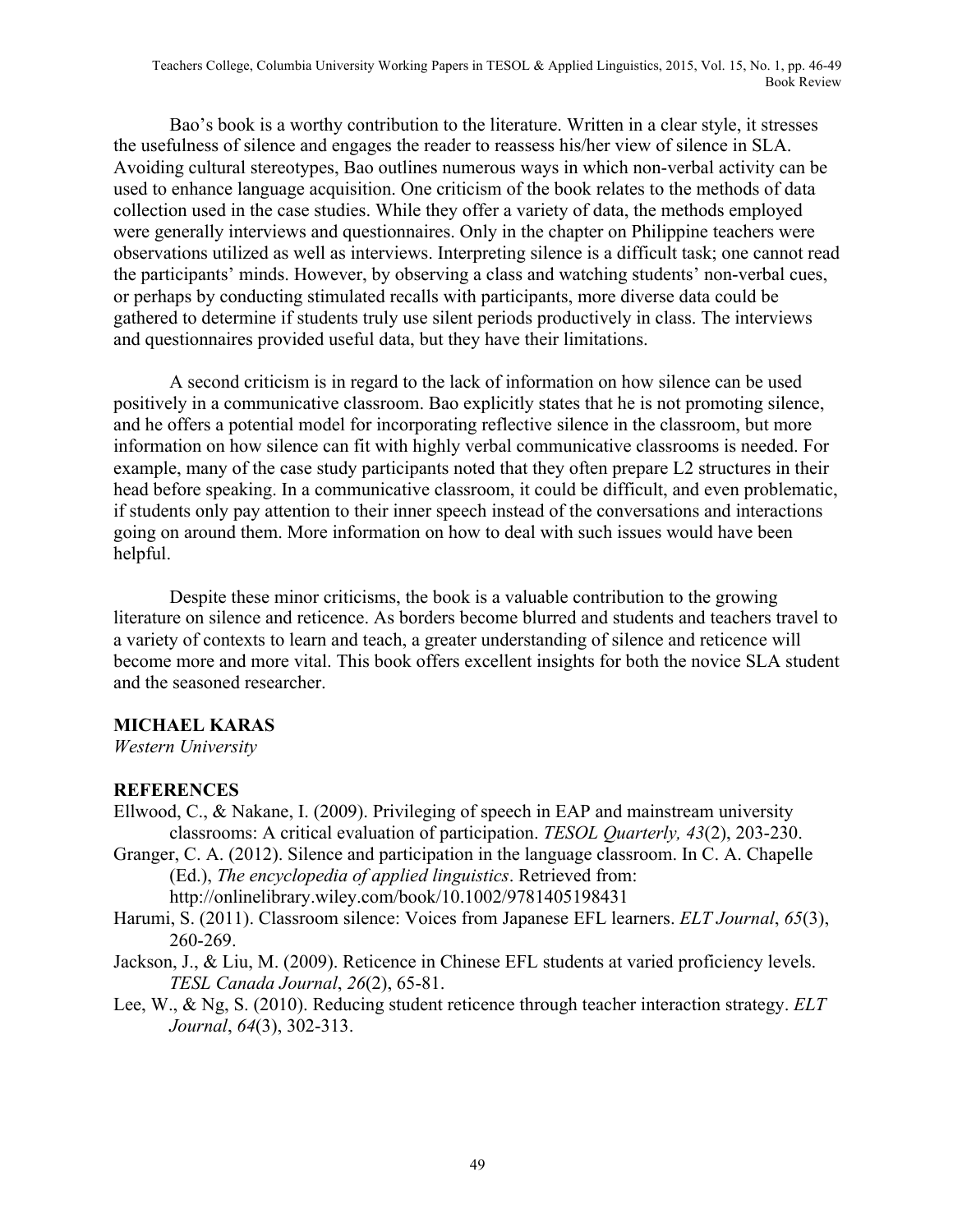Bao's book is a worthy contribution to the literature. Written in a clear style, it stresses the usefulness of silence and engages the reader to reassess his/her view of silence in SLA. Avoiding cultural stereotypes, Bao outlines numerous ways in which non-verbal activity can be used to enhance language acquisition. One criticism of the book relates to the methods of data collection used in the case studies. While they offer a variety of data, the methods employed were generally interviews and questionnaires. Only in the chapter on Philippine teachers were observations utilized as well as interviews. Interpreting silence is a difficult task; one cannot read the participants' minds. However, by observing a class and watching students' non-verbal cues, or perhaps by conducting stimulated recalls with participants, more diverse data could be gathered to determine if students truly use silent periods productively in class. The interviews and questionnaires provided useful data, but they have their limitations.

A second criticism is in regard to the lack of information on how silence can be used positively in a communicative classroom. Bao explicitly states that he is not promoting silence, and he offers a potential model for incorporating reflective silence in the classroom, but more information on how silence can fit with highly verbal communicative classrooms is needed. For example, many of the case study participants noted that they often prepare L2 structures in their head before speaking. In a communicative classroom, it could be difficult, and even problematic, if students only pay attention to their inner speech instead of the conversations and interactions going on around them. More information on how to deal with such issues would have been helpful.

Despite these minor criticisms, the book is a valuable contribution to the growing literature on silence and reticence. As borders become blurred and students and teachers travel to a variety of contexts to learn and teach, a greater understanding of silence and reticence will become more and more vital. This book offers excellent insights for both the novice SLA student and the seasoned researcher.

**MICHAEL KARAS**
*Western University*

## REFERENCES

Ellwood, C., & Nakane, I. (2009). Privileging of speech in EAP and mainstream university classrooms: A critical evaluation of participation. *TESOL Quarterly, 43*(2), 203-230.

Granger, C. A. (2012). Silence and participation in the language classroom. In C. A. Chapelle (Ed.), *The encyclopedia of applied linguistics*. Retrieved from: http://onlinelibrary.wiley.com/book/10.1002/9781405198431

Harumi, S. (2011). Classroom silence: Voices from Japanese EFL learners. *ELT Journal*, *65*(3), 260-269.

Jackson, J., & Liu, M. (2009). Reticence in Chinese EFL students at varied proficiency levels. *TESL Canada Journal*, *26*(2), 65-81.

Lee, W., & Ng, S. (2010). Reducing student reticence through teacher interaction strategy. *ELT Journal*, *64*(3), 302-313.